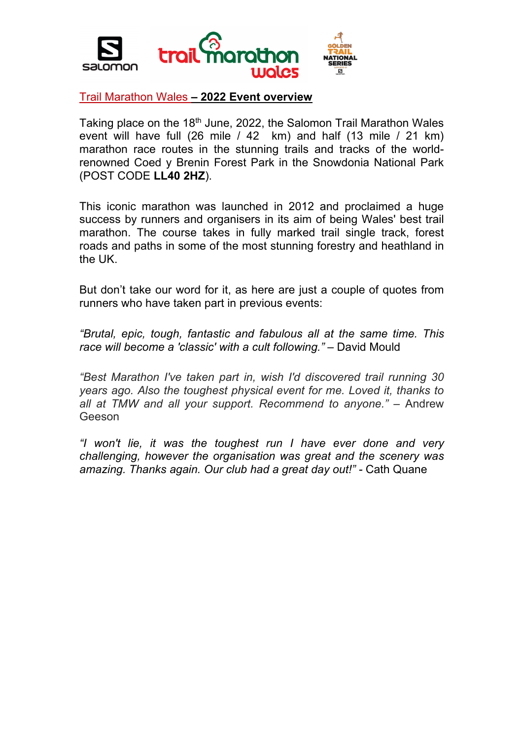## Trail Marathon Wales – 2022 Event overview

Taking place on the 18th June, 2022, the Salomon Trail Marathon Wales event will have full (26 mile / 42 km) and half (13 mile / 21 km) marathon race routes in the stunning trails and tracks of the world-renowned Coed y Brenin Forest Park in the Snowdonia National Park (POST CODE **LL40 2HZ**).

This iconic marathon was launched in 2012 and proclaimed a huge success by runners and organisers in its aim of being Wales' best trail marathon. The course takes in fully marked trail single track, forest roads and paths in some of the most stunning forestry and heathland in the UK.

But don't take our word for it, as here are just a couple of quotes from runners who have taken part in previous events:

*"Brutal, epic, tough, fantastic and fabulous all at the same time. This race will become a 'classic' with a cult following."* – David Mould

*"Best Marathon I've taken part in, wish I'd discovered trail running 30 years ago. Also the toughest physical event for me. Loved it, thanks to all at TMW and all your support. Recommend to anyone."* – Andrew Geeson

*"I won't lie, it was the toughest run I have ever done and very challenging, however the organisation was great and the scenery was amazing. Thanks again. Our club had a great day out!"* - Cath Quane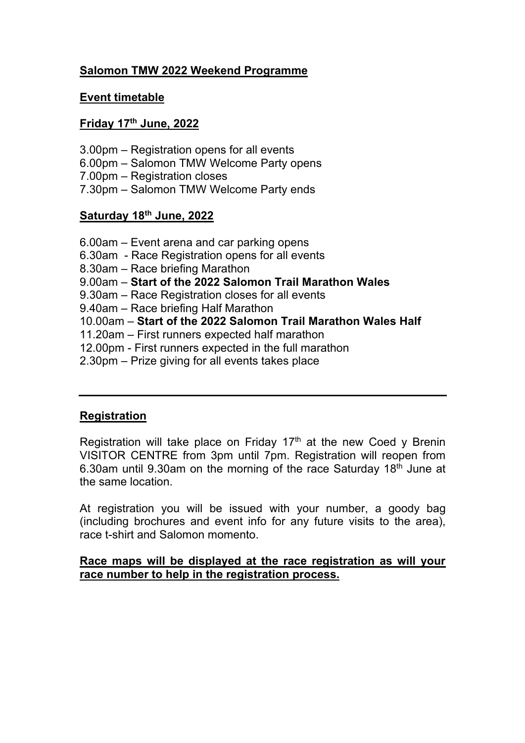# Salomon TMW 2022 Weekend Programme

## Event timetable

### Friday 17th June, 2022

3.00pm – Registration opens for all events
6.00pm – Salomon TMW Welcome Party opens
7.00pm – Registration closes
7.30pm – Salomon TMW Welcome Party ends

### Saturday 18th June, 2022

6.00am – Event arena and car parking opens
6.30am - Race Registration opens for all events
8.30am – Race briefing Marathon
9.00am – **Start of the 2022 Salomon Trail Marathon Wales**
9.30am – Race Registration closes for all events
9.40am – Race briefing Half Marathon
10.00am – **Start of the 2022 Salomon Trail Marathon Wales Half**
11.20am – First runners expected half marathon
12.00pm - First runners expected in the full marathon
2.30pm – Prize giving for all events takes place

---

## Registration

Registration will take place on Friday 17th at the new Coed y Brenin VISITOR CENTRE from 3pm until 7pm. Registration will reopen from 6.30am until 9.30am on the morning of the race Saturday 18th June at the same location.

At registration you will be issued with your number, a goody bag (including brochures and event info for any future visits to the area), race t-shirt and Salomon momento.

**Race maps will be displayed at the race registration as will your race number to help in the registration process.**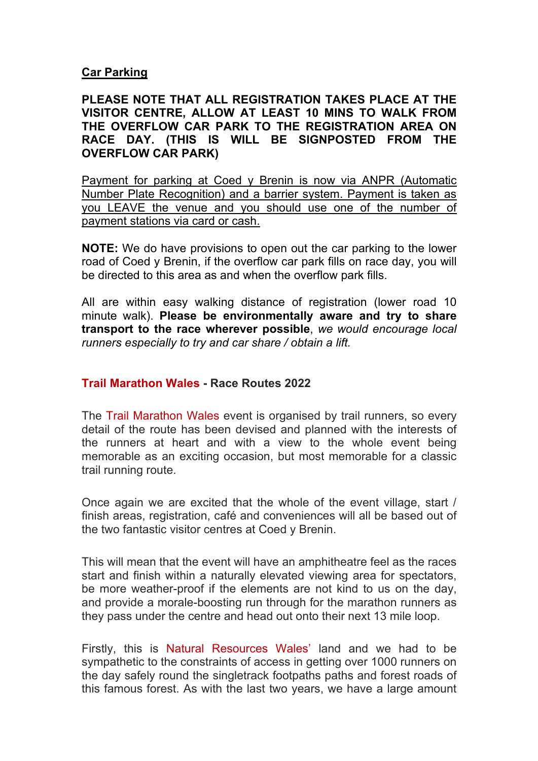## Car Parking

**PLEASE NOTE THAT ALL REGISTRATION TAKES PLACE AT THE VISITOR CENTRE, ALLOW AT LEAST 10 MINS TO WALK FROM THE OVERFLOW CAR PARK TO THE REGISTRATION AREA ON RACE DAY. (THIS IS WILL BE SIGNPOSTED FROM THE OVERFLOW CAR PARK)**

<u>Payment for parking at Coed y Brenin is now via ANPR (Automatic Number Plate Recognition) and a barrier system. Payment is taken as you LEAVE the venue and you should use one of the number of payment stations via card or cash.</u>

**NOTE:** We do have provisions to open out the car parking to the lower road of Coed y Brenin, if the overflow car park fills on race day, you will be directed to this area as and when the overflow park fills.

All are within easy walking distance of registration (lower road 10 minute walk). **Please be environmentally aware and try to share transport to the race wherever possible**, *we would encourage local runners especially to try and car share / obtain a lift.*

## Trail Marathon Wales - Race Routes 2022

The Trail Marathon Wales event is organised by trail runners, so every detail of the route has been devised and planned with the interests of the runners at heart and with a view to the whole event being memorable as an exciting occasion, but most memorable for a classic trail running route.

Once again we are excited that the whole of the event village, start / finish areas, registration, café and conveniences will all be based out of the two fantastic visitor centres at Coed y Brenin.

This will mean that the event will have an amphitheatre feel as the races start and finish within a naturally elevated viewing area for spectators, be more weather-proof if the elements are not kind to us on the day, and provide a morale-boosting run through for the marathon runners as they pass under the centre and head out onto their next 13 mile loop.

Firstly, this is Natural Resources Wales' land and we had to be sympathetic to the constraints of access in getting over 1000 runners on the day safely round the singletrack footpaths paths and forest roads of this famous forest. As with the last two years, we have a large amount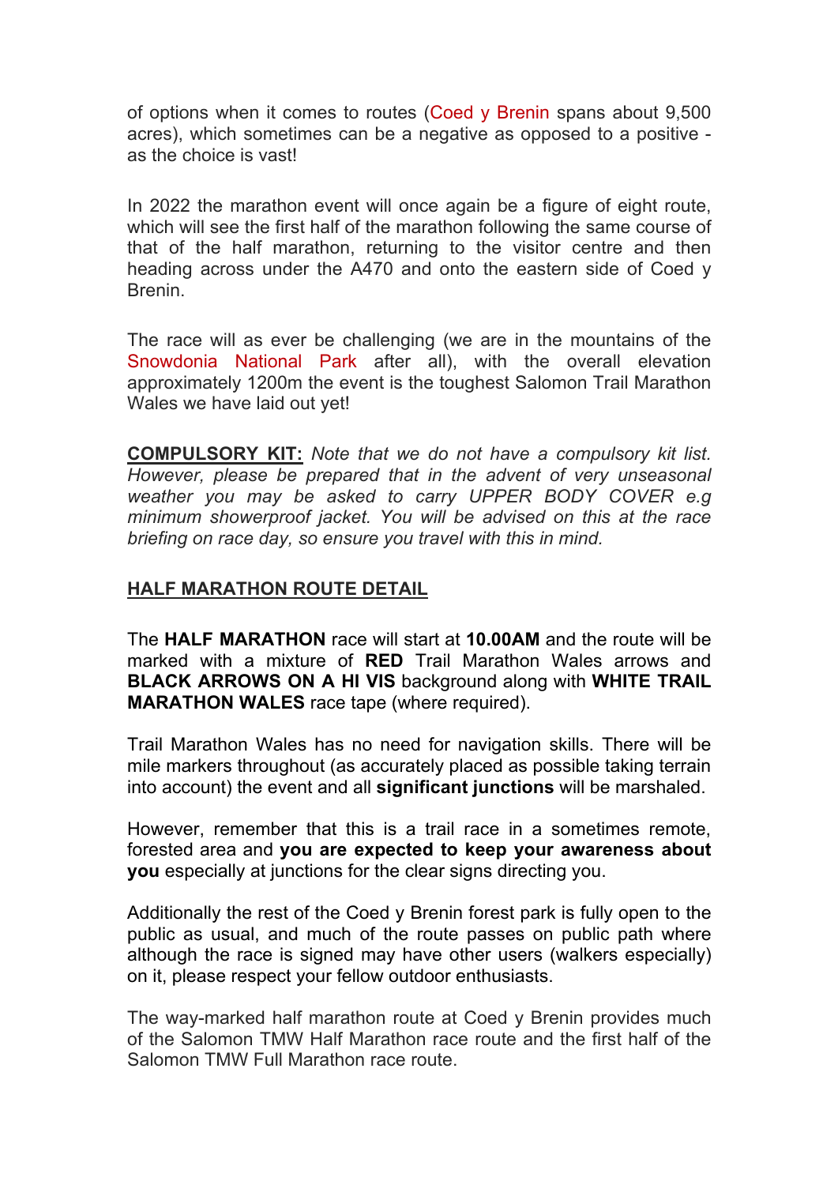of options when it comes to routes (Coed y Brenin spans about 9,500 acres), which sometimes can be a negative as opposed to a positive - as the choice is vast!

In 2022 the marathon event will once again be a figure of eight route, which will see the first half of the marathon following the same course of that of the half marathon, returning to the visitor centre and then heading across under the A470 and onto the eastern side of Coed y Brenin.

The race will as ever be challenging (we are in the mountains of the Snowdonia National Park after all), with the overall elevation approximately 1200m the event is the toughest Salomon Trail Marathon Wales we have laid out yet!

**COMPULSORY KIT:** *Note that we do not have a compulsory kit list. However, please be prepared that in the advent of very unseasonal weather you may be asked to carry UPPER BODY COVER e.g minimum showerproof jacket. You will be advised on this at the race briefing on race day, so ensure you travel with this in mind.*

## HALF MARATHON ROUTE DETAIL

The **HALF MARATHON** race will start at **10.00AM** and the route will be marked with a mixture of **RED** Trail Marathon Wales arrows and **BLACK ARROWS ON A HI VIS** background along with **WHITE TRAIL MARATHON WALES** race tape (where required).

Trail Marathon Wales has no need for navigation skills. There will be mile markers throughout (as accurately placed as possible taking terrain into account) the event and all **significant junctions** will be marshaled.

However, remember that this is a trail race in a sometimes remote, forested area and **you are expected to keep your awareness about you** especially at junctions for the clear signs directing you.

Additionally the rest of the Coed y Brenin forest park is fully open to the public as usual, and much of the route passes on public path where although the race is signed may have other users (walkers especially) on it, please respect your fellow outdoor enthusiasts.

The way-marked half marathon route at Coed y Brenin provides much of the Salomon TMW Half Marathon race route and the first half of the Salomon TMW Full Marathon race route.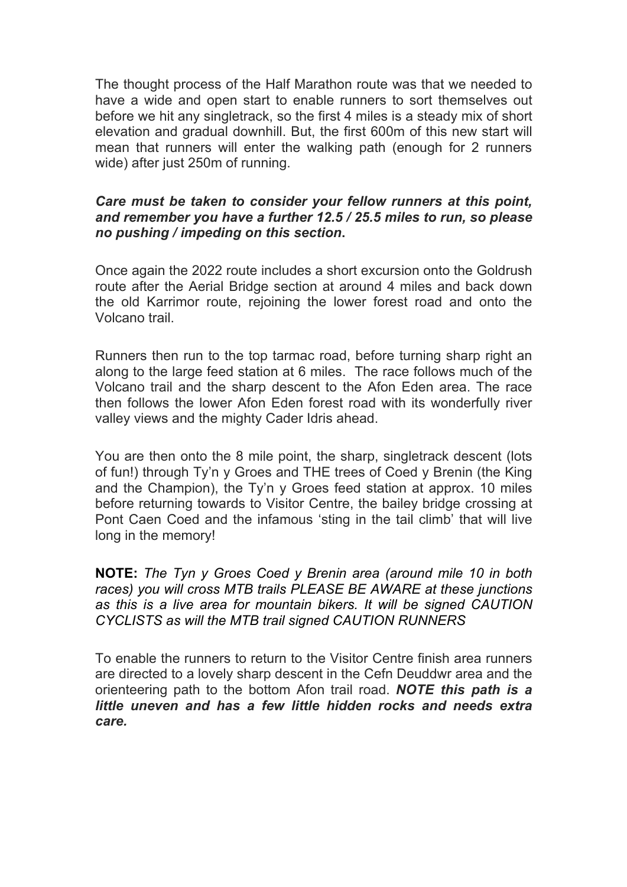The thought process of the Half Marathon route was that we needed to have a wide and open start to enable runners to sort themselves out before we hit any singletrack, so the first 4 miles is a steady mix of short elevation and gradual downhill. But, the first 600m of this new start will mean that runners will enter the walking path (enough for 2 runners wide) after just 250m of running.

***Care must be taken to consider your fellow runners at this point, and remember you have a further 12.5 / 25.5 miles to run, so please no pushing / impeding on this section*.**

Once again the 2022 route includes a short excursion onto the Goldrush route after the Aerial Bridge section at around 4 miles and back down the old Karrimor route, rejoining the lower forest road and onto the Volcano trail.

Runners then run to the top tarmac road, before turning sharp right an along to the large feed station at 6 miles. The race follows much of the Volcano trail and the sharp descent to the Afon Eden area. The race then follows the lower Afon Eden forest road with its wonderfully river valley views and the mighty Cader Idris ahead.

You are then onto the 8 mile point, the sharp, singletrack descent (lots of fun!) through Ty'n y Groes and THE trees of Coed y Brenin (the King and the Champion), the Ty'n y Groes feed station at approx. 10 miles before returning towards to Visitor Centre, the bailey bridge crossing at Pont Caen Coed and the infamous 'sting in the tail climb' that will live long in the memory!

**NOTE:** *The Tyn y Groes Coed y Brenin area (around mile 10 in both races) you will cross MTB trails PLEASE BE AWARE at these junctions as this is a live area for mountain bikers. It will be signed CAUTION CYCLISTS as will the MTB trail signed CAUTION RUNNERS*

To enable the runners to return to the Visitor Centre finish area runners are directed to a lovely sharp descent in the Cefn Deuddwr area and the orienteering path to the bottom Afon trail road. ***NOTE this path is a little uneven and has a few little hidden rocks and needs extra care.***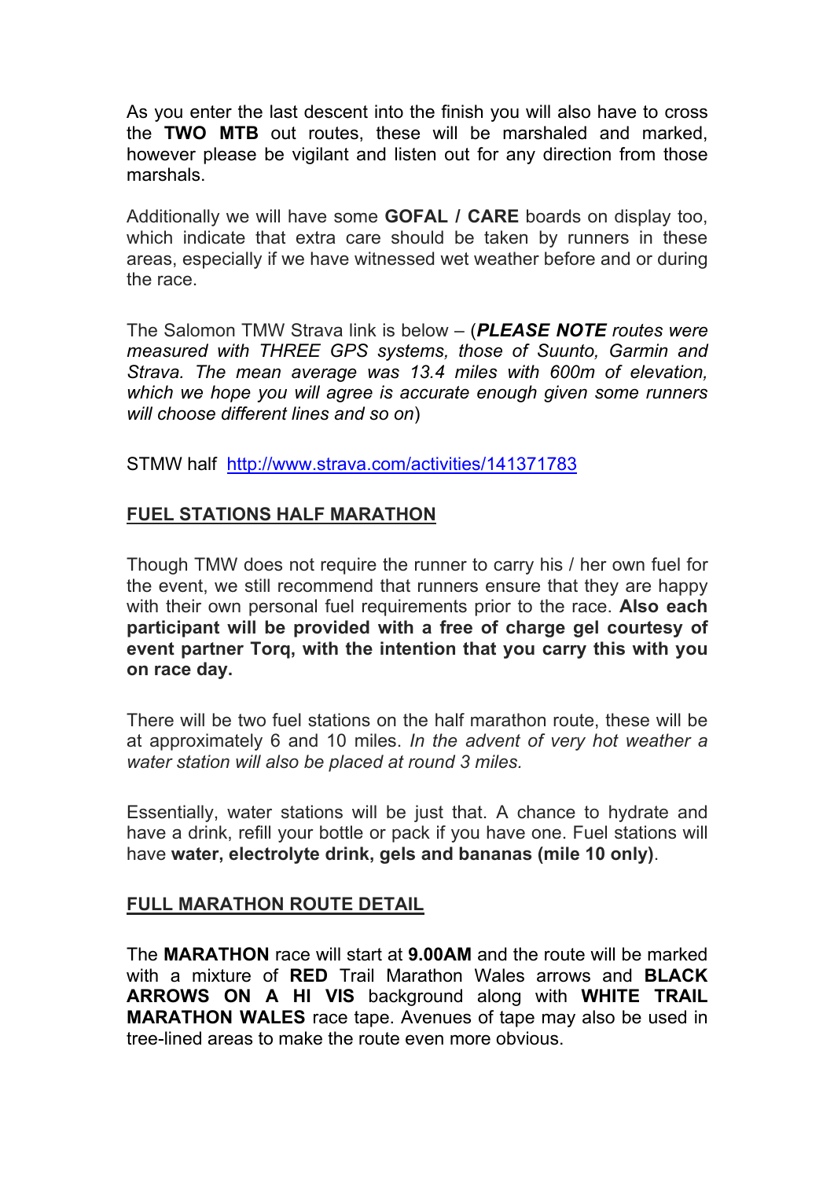As you enter the last descent into the finish you will also have to cross the **TWO MTB** out routes, these will be marshaled and marked, however please be vigilant and listen out for any direction from those marshals.

Additionally we will have some **GOFAL / CARE** boards on display too, which indicate that extra care should be taken by runners in these areas, especially if we have witnessed wet weather before and or during the race.

The Salomon TMW Strava link is below – (***PLEASE NOTE** routes were measured with THREE GPS systems, those of Suunto, Garmin and Strava. The mean average was 13.4 miles with 600m of elevation, which we hope you will agree is accurate enough given some runners will choose different lines and so on*)

STMW half [http://www.strava.com/activities/141371783](http://www.strava.com/activities/141371783)

## FUEL STATIONS HALF MARATHON

Though TMW does not require the runner to carry his / her own fuel for the event, we still recommend that runners ensure that they are happy with their own personal fuel requirements prior to the race. **Also each participant will be provided with a free of charge gel courtesy of event partner Torq, with the intention that you carry this with you on race day.**

There will be two fuel stations on the half marathon route, these will be at approximately 6 and 10 miles. *In the advent of very hot weather a water station will also be placed at round 3 miles.*

Essentially, water stations will be just that. A chance to hydrate and have a drink, refill your bottle or pack if you have one. Fuel stations will have **water, electrolyte drink, gels and bananas (mile 10 only)**.

## FULL MARATHON ROUTE DETAIL

The **MARATHON** race will start at **9.00AM** and the route will be marked with a mixture of **RED** Trail Marathon Wales arrows and **BLACK ARROWS ON A HI VIS** background along with **WHITE TRAIL MARATHON WALES** race tape. Avenues of tape may also be used in tree-lined areas to make the route even more obvious.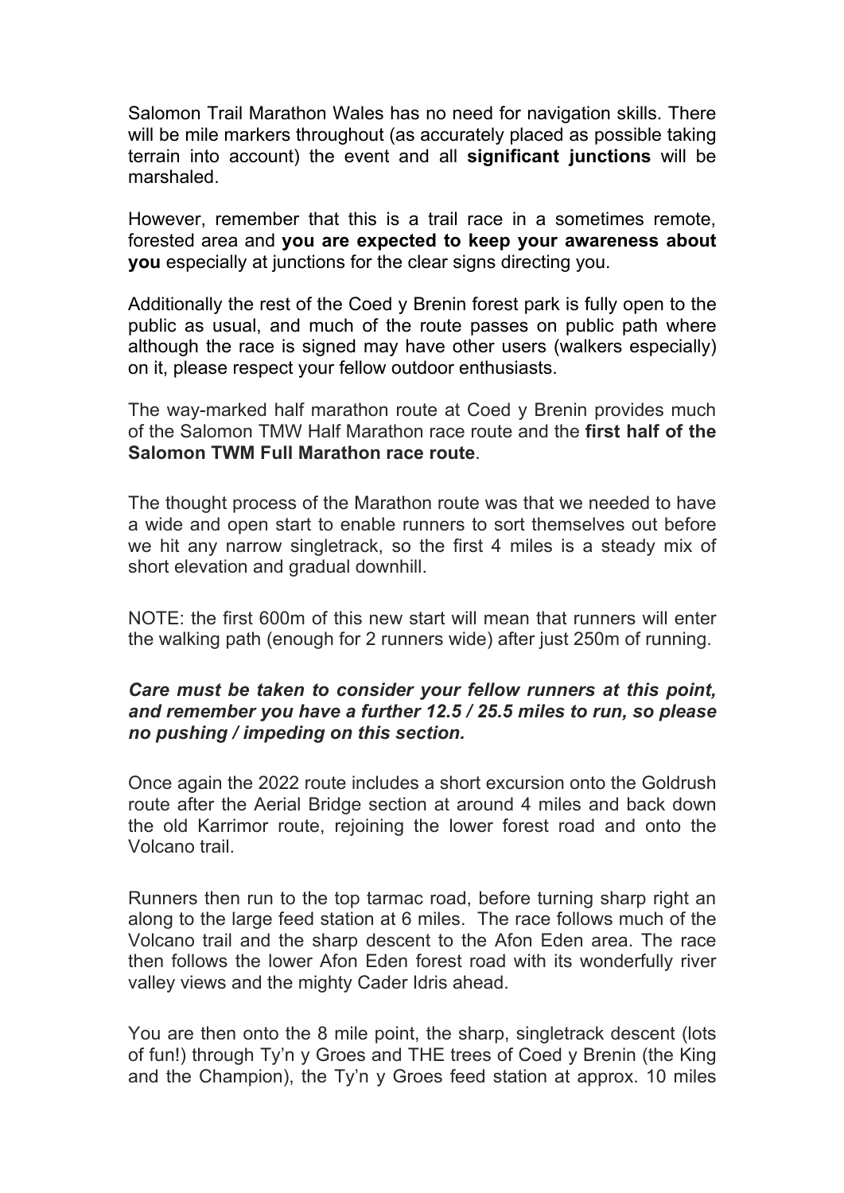Salomon Trail Marathon Wales has no need for navigation skills. There will be mile markers throughout (as accurately placed as possible taking terrain into account) the event and all **significant junctions** will be marshaled.

However, remember that this is a trail race in a sometimes remote, forested area and **you are expected to keep your awareness about you** especially at junctions for the clear signs directing you.

Additionally the rest of the Coed y Brenin forest park is fully open to the public as usual, and much of the route passes on public path where although the race is signed may have other users (walkers especially) on it, please respect your fellow outdoor enthusiasts.

The way-marked half marathon route at Coed y Brenin provides much of the Salomon TMW Half Marathon race route and the **first half of the Salomon TWM Full Marathon race route**.

The thought process of the Marathon route was that we needed to have a wide and open start to enable runners to sort themselves out before we hit any narrow singletrack, so the first 4 miles is a steady mix of short elevation and gradual downhill.

NOTE: the first 600m of this new start will mean that runners will enter the walking path (enough for 2 runners wide) after just 250m of running.

***Care must be taken to consider your fellow runners at this point, and remember you have a further 12.5 / 25.5 miles to run, so please no pushing / impeding on this section.***

Once again the 2022 route includes a short excursion onto the Goldrush route after the Aerial Bridge section at around 4 miles and back down the old Karrimor route, rejoining the lower forest road and onto the Volcano trail.

Runners then run to the top tarmac road, before turning sharp right an along to the large feed station at 6 miles. The race follows much of the Volcano trail and the sharp descent to the Afon Eden area. The race then follows the lower Afon Eden forest road with its wonderfully river valley views and the mighty Cader Idris ahead.

You are then onto the 8 mile point, the sharp, singletrack descent (lots of fun!) through Ty'n y Groes and THE trees of Coed y Brenin (the King and the Champion), the Ty'n y Groes feed station at approx. 10 miles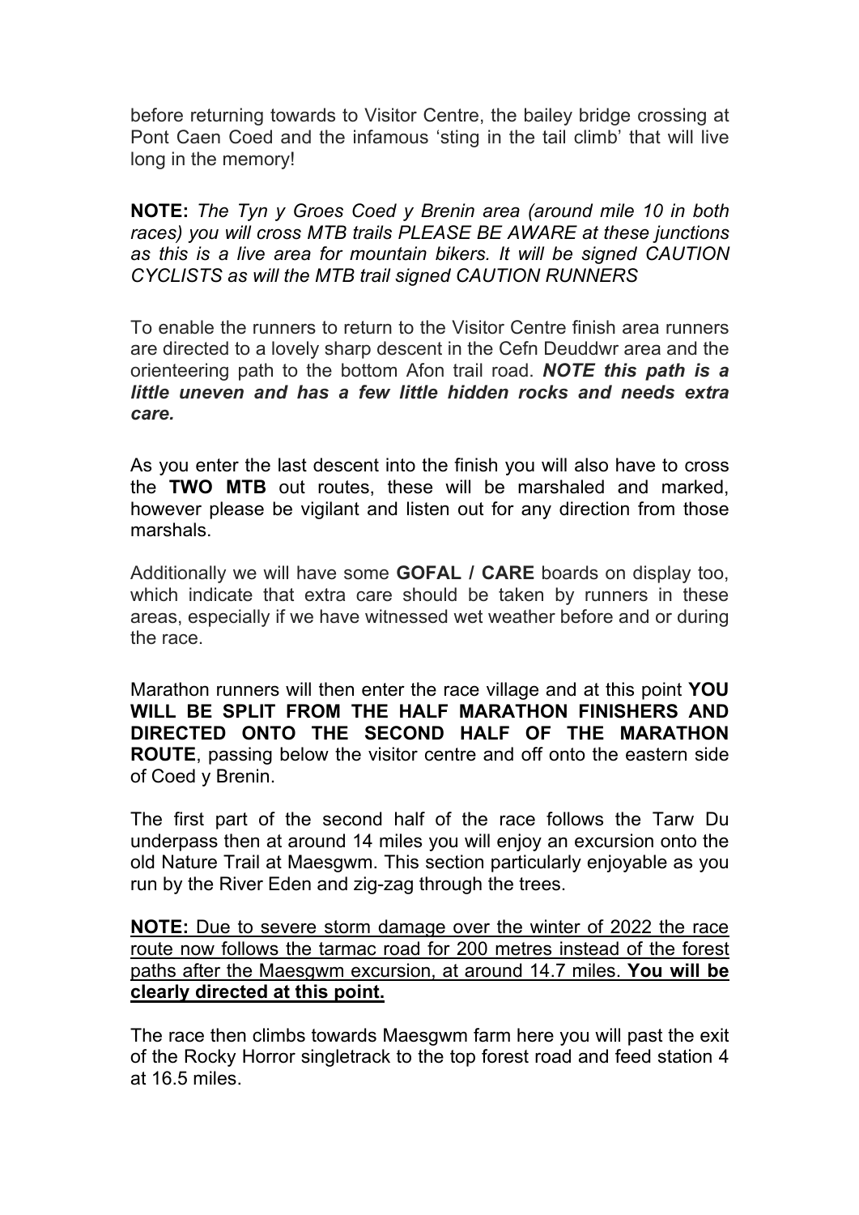before returning towards to Visitor Centre, the bailey bridge crossing at Pont Caen Coed and the infamous 'sting in the tail climb' that will live long in the memory!

**NOTE:** *The Tyn y Groes Coed y Brenin area (around mile 10 in both races) you will cross MTB trails PLEASE BE AWARE at these junctions as this is a live area for mountain bikers. It will be signed CAUTION CYCLISTS as will the MTB trail signed CAUTION RUNNERS*

To enable the runners to return to the Visitor Centre finish area runners are directed to a lovely sharp descent in the Cefn Deuddwr area and the orienteering path to the bottom Afon trail road. ***NOTE this path is a little uneven and has a few little hidden rocks and needs extra care.***

As you enter the last descent into the finish you will also have to cross the **TWO MTB** out routes, these will be marshaled and marked, however please be vigilant and listen out for any direction from those marshals.

Additionally we will have some **GOFAL / CARE** boards on display too, which indicate that extra care should be taken by runners in these areas, especially if we have witnessed wet weather before and or during the race.

Marathon runners will then enter the race village and at this point **YOU WILL BE SPLIT FROM THE HALF MARATHON FINISHERS AND DIRECTED ONTO THE SECOND HALF OF THE MARATHON ROUTE**, passing below the visitor centre and off onto the eastern side of Coed y Brenin.

The first part of the second half of the race follows the Tarw Du underpass then at around 14 miles you will enjoy an excursion onto the old Nature Trail at Maesgwm. This section particularly enjoyable as you run by the River Eden and zig-zag through the trees.

<u>**NOTE:** Due to severe storm damage over the winter of 2022 the race route now follows the tarmac road for 200 metres instead of the forest paths after the Maesgwm excursion, at around 14.7 miles. **You will be clearly directed at this point.**</u>

The race then climbs towards Maesgwm farm here you will past the exit of the Rocky Horror singletrack to the top forest road and feed station 4 at 16.5 miles.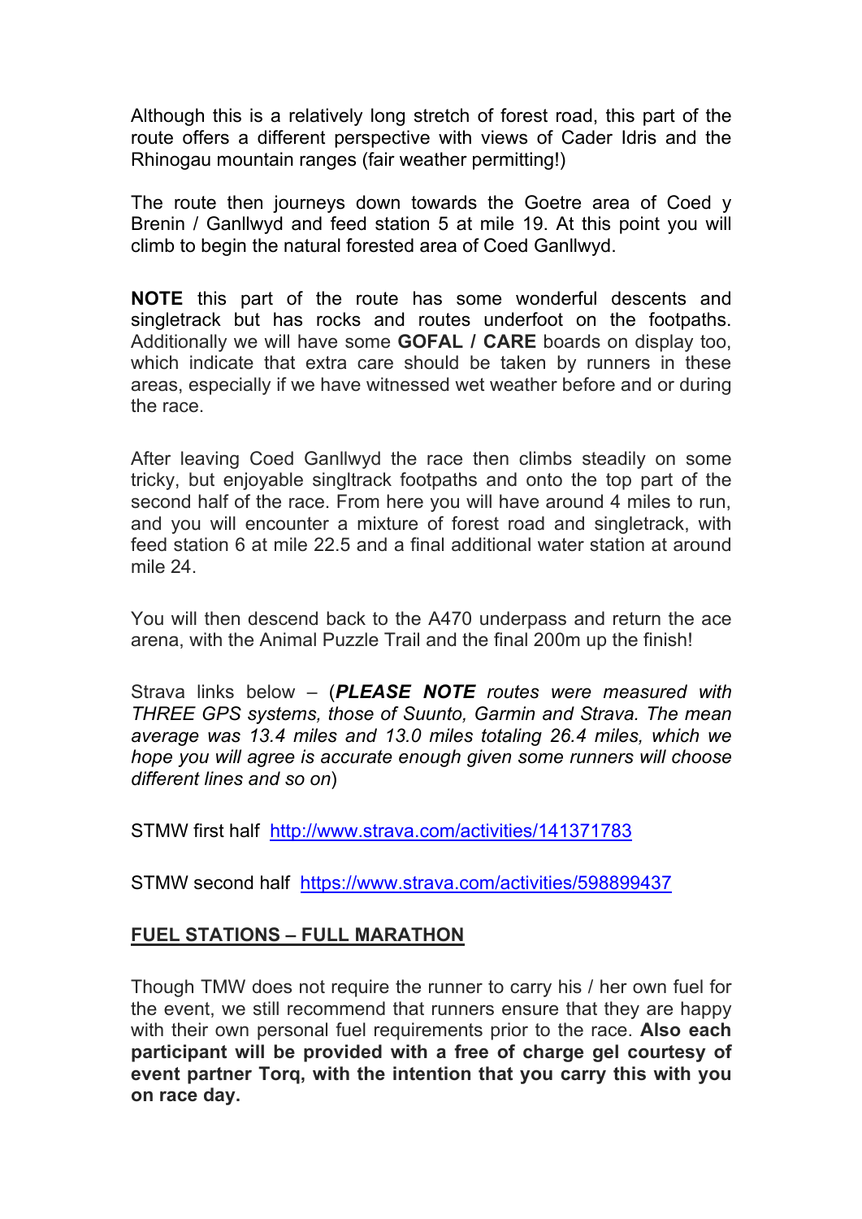Although this is a relatively long stretch of forest road, this part of the route offers a different perspective with views of Cader Idris and the Rhinogau mountain ranges (fair weather permitting!)

The route then journeys down towards the Goetre area of Coed y Brenin / Ganllwyd and feed station 5 at mile 19. At this point you will climb to begin the natural forested area of Coed Ganllwyd.

**NOTE** this part of the route has some wonderful descents and singletrack but has rocks and routes underfoot on the footpaths. Additionally we will have some **GOFAL / CARE** boards on display too, which indicate that extra care should be taken by runners in these areas, especially if we have witnessed wet weather before and or during the race.

After leaving Coed Ganllwyd the race then climbs steadily on some tricky, but enjoyable singltrack footpaths and onto the top part of the second half of the race. From here you will have around 4 miles to run, and you will encounter a mixture of forest road and singletrack, with feed station 6 at mile 22.5 and a final additional water station at around mile 24.

You will then descend back to the A470 underpass and return the ace arena, with the Animal Puzzle Trail and the final 200m up the finish!

Strava links below – (***PLEASE NOTE*** *routes were measured with THREE GPS systems, those of Suunto, Garmin and Strava. The mean average was 13.4 miles and 13.0 miles totaling 26.4 miles, which we hope you will agree is accurate enough given some runners will choose different lines and so on*)

STMW first half [http://www.strava.com/activities/141371783](http://www.strava.com/activities/141371783)

STMW second half [https://www.strava.com/activities/598899437](https://www.strava.com/activities/598899437)

## FUEL STATIONS – FULL MARATHON

Though TMW does not require the runner to carry his / her own fuel for the event, we still recommend that runners ensure that they are happy with their own personal fuel requirements prior to the race. **Also each participant will be provided with a free of charge gel courtesy of event partner Torq, with the intention that you carry this with you on race day.**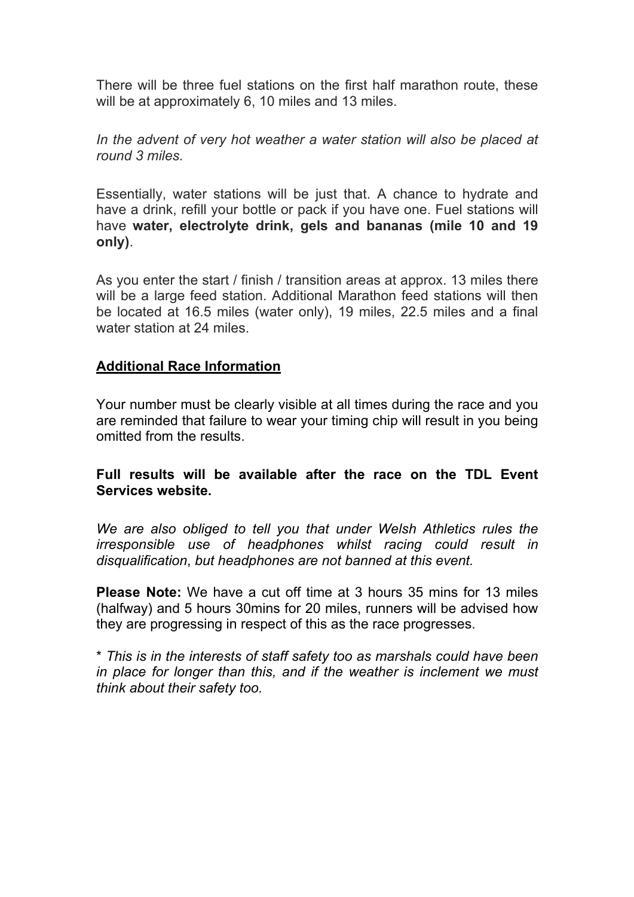There will be three fuel stations on the first half marathon route, these will be at approximately 6, 10 miles and 13 miles.

*In the advent of very hot weather a water station will also be placed at round 3 miles.*

Essentially, water stations will be just that. A chance to hydrate and have a drink, refill your bottle or pack if you have one. Fuel stations will have **water, electrolyte drink, gels and bananas (mile 10 and 19 only)**.

As you enter the start / finish / transition areas at approx. 13 miles there will be a large feed station. Additional Marathon feed stations will then be located at 16.5 miles (water only), 19 miles, 22.5 miles and a final water station at 24 miles.

## **Additional Race Information**

Your number must be clearly visible at all times during the race and you are reminded that failure to wear your timing chip will result in you being omitted from the results.

**Full results will be available after the race on the TDL Event Services website.**

*We are also obliged to tell you that under Welsh Athletics rules the irresponsible use of headphones whilst racing could result in disqualification, but headphones are not banned at this event.*

**Please Note:** We have a cut off time at 3 hours 35 mins for 13 miles (halfway) and 5 hours 30mins for 20 miles, runners will be advised how they are progressing in respect of this as the race progresses.

\* *This is in the interests of staff safety too as marshals could have been in place for longer than this, and if the weather is inclement we must think about their safety too.*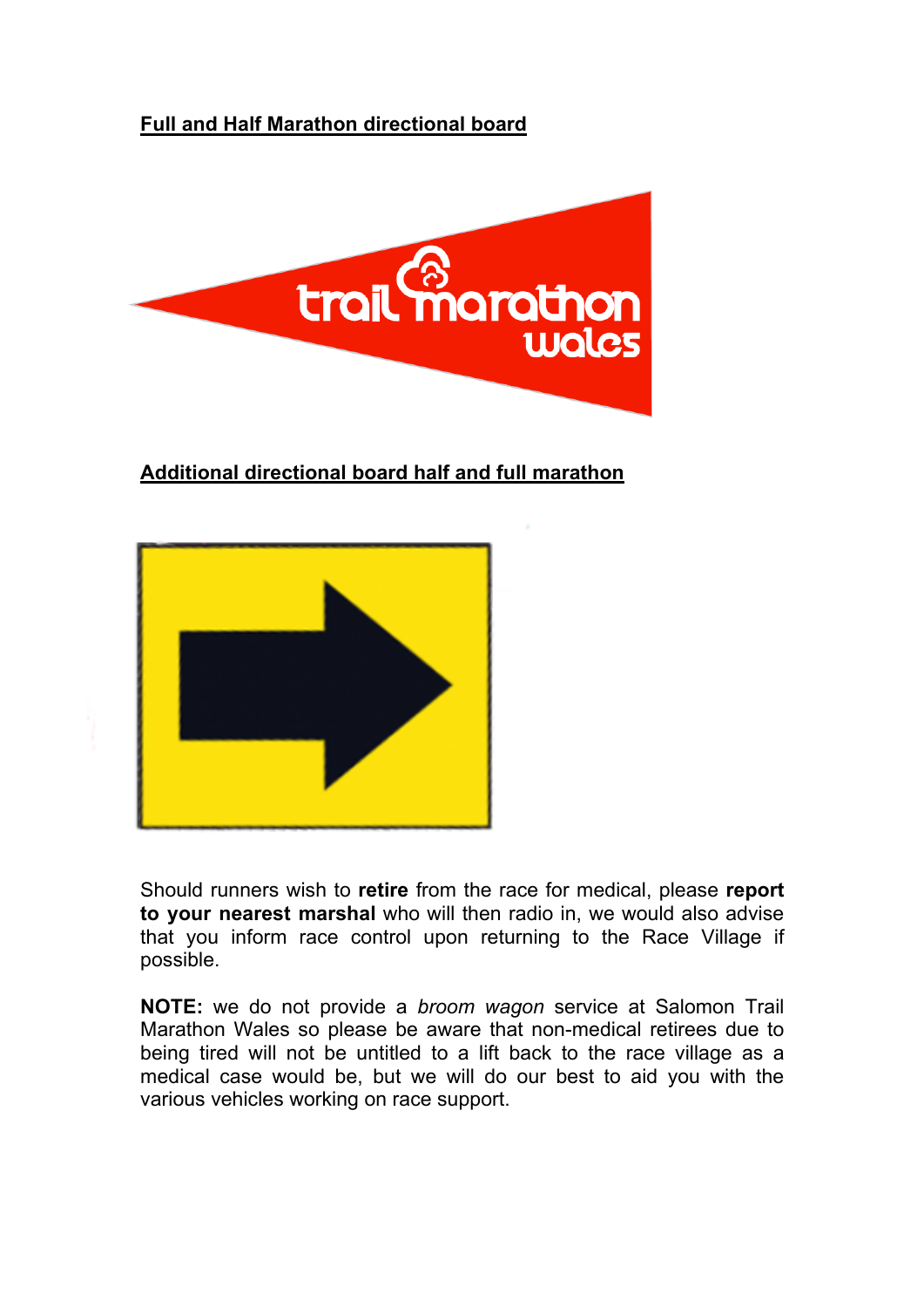**Full and Half Marathon directional board**

**Additional directional board half and full marathon**

Should runners wish to **retire** from the race for medical, please **report to your nearest marshal** who will then radio in, we would also advise that you inform race control upon returning to the Race Village if possible.

**NOTE:** we do not provide a *broom wagon* service at Salomon Trail Marathon Wales so please be aware that non-medical retirees due to being tired will not be untitled to a lift back to the race village as a medical case would be, but we will do our best to aid you with the various vehicles working on race support.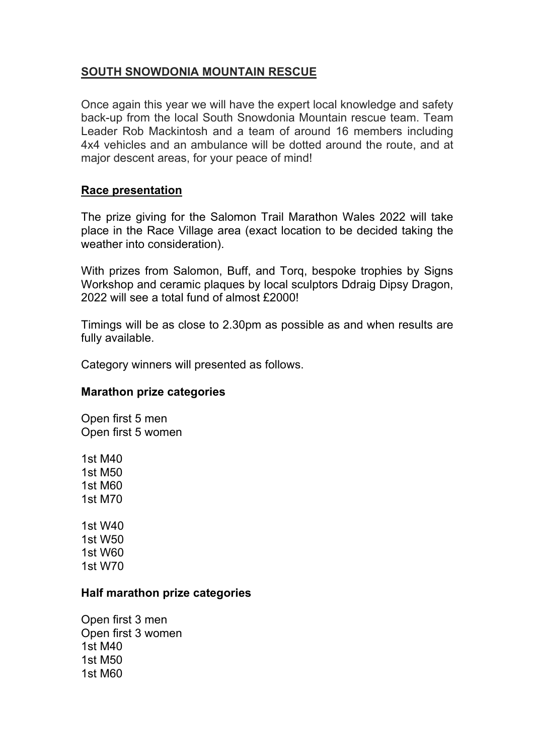## SOUTH SNOWDONIA MOUNTAIN RESCUE

Once again this year we will have the expert local knowledge and safety back-up from the local South Snowdonia Mountain rescue team. Team Leader Rob Mackintosh and a team of around 16 members including 4x4 vehicles and an ambulance will be dotted around the route, and at major descent areas, for your peace of mind!

## Race presentation

The prize giving for the Salomon Trail Marathon Wales 2022 will take place in the Race Village area (exact location to be decided taking the weather into consideration).

With prizes from Salomon, Buff, and Torq, bespoke trophies by Signs Workshop and ceramic plaques by local sculptors Ddraig Dipsy Dragon, 2022 will see a total fund of almost £2000!

Timings will be as close to 2.30pm as possible as and when results are fully available.

Category winners will presented as follows.

### Marathon prize categories

Open first 5 men
Open first 5 women

1st M40
1st M50
1st M60
1st M70

1st W40
1st W50
1st W60
1st W70

### Half marathon prize categories

Open first 3 men
Open first 3 women
1st M40
1st M50
1st M60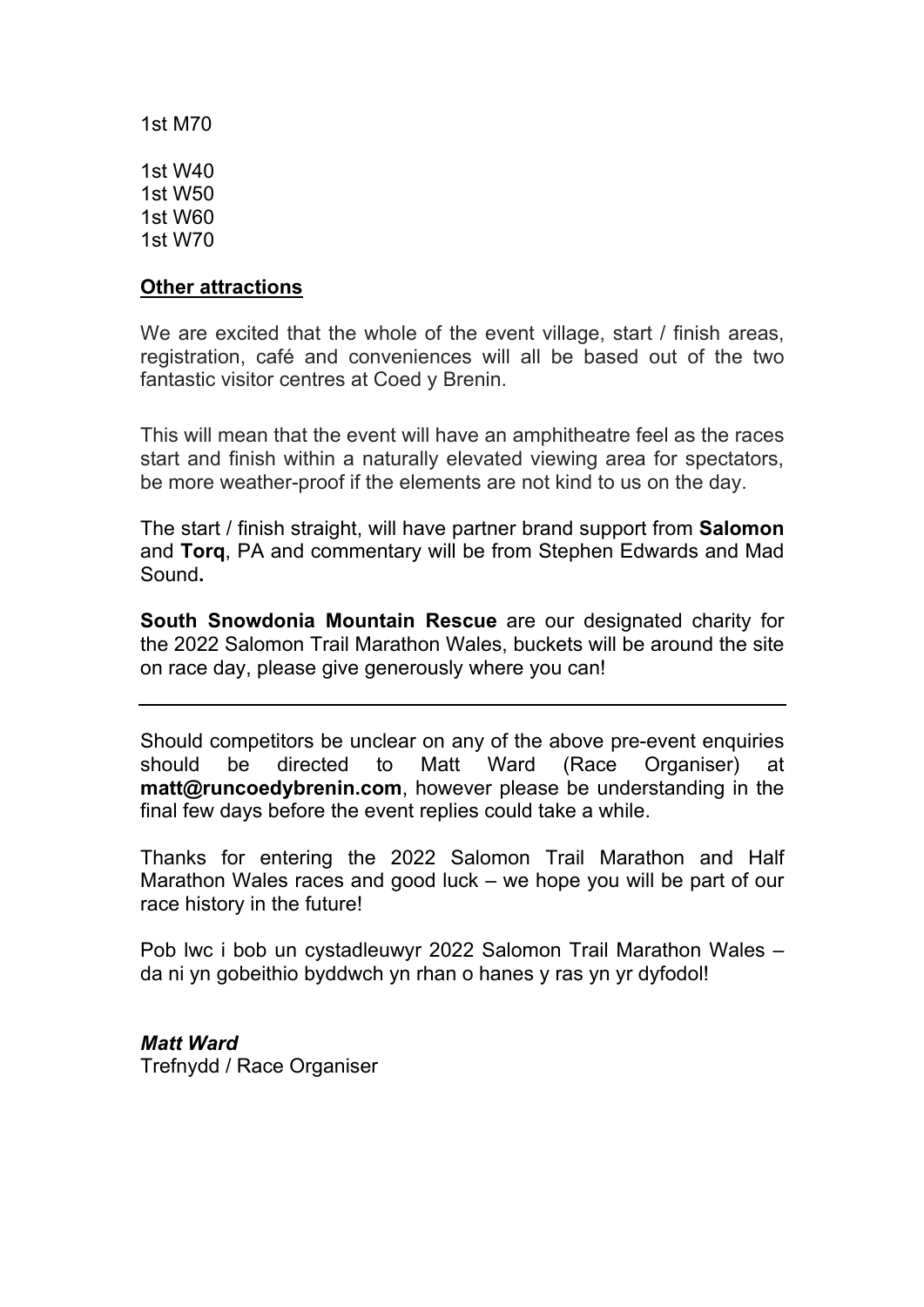1st M70

1st W40
1st W50
1st W60
1st W70

## **Other attractions**

We are excited that the whole of the event village, start / finish areas, registration, café and conveniences will all be based out of the two fantastic visitor centres at Coed y Brenin.

This will mean that the event will have an amphitheatre feel as the races start and finish within a naturally elevated viewing area for spectators, be more weather-proof if the elements are not kind to us on the day.

The start / finish straight, will have partner brand support from **Salomon** and **Torq**, PA and commentary will be from Stephen Edwards and Mad Sound**.**

**South Snowdonia Mountain Rescue** are our designated charity for the 2022 Salomon Trail Marathon Wales, buckets will be around the site on race day, please give generously where you can!

---

Should competitors be unclear on any of the above pre-event enquiries should be directed to Matt Ward (Race Organiser) at **matt@runcoedybrenin.com**, however please be understanding in the final few days before the event replies could take a while.

Thanks for entering the 2022 Salomon Trail Marathon and Half Marathon Wales races and good luck – we hope you will be part of our race history in the future!

Pob lwc i bob un cystadleuwyr 2022 Salomon Trail Marathon Wales – da ni yn gobeithio byddwch yn rhan o hanes y ras yn yr dyfodol!

***Matt Ward***
Trefnydd / Race Organiser